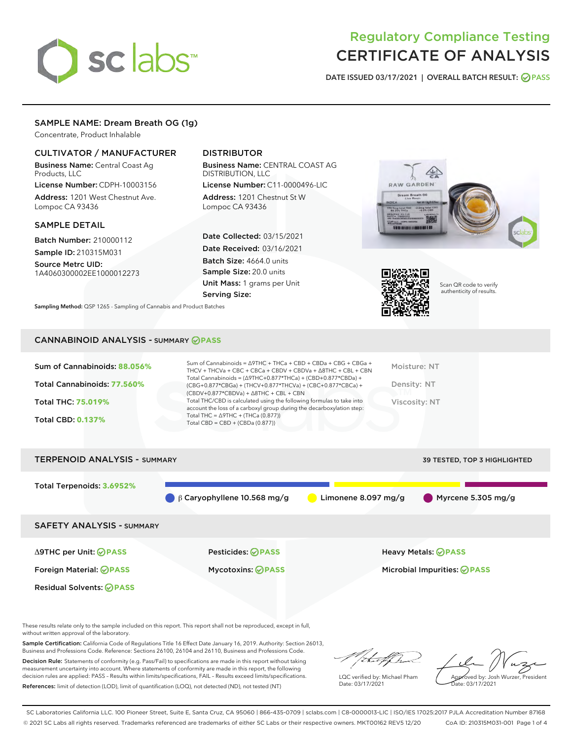# Regulatory Compliance Testing
# CERTIFICATE OF ANALYSIS

DATE ISSUED 03/17/2021 | OVERALL BATCH RESULT: PASS

## SAMPLE NAME: Dream Breath OG (1g)

Concentrate, Product Inhalable

### CULTIVATOR / MANUFACTURER

**Business Name:** Central Coast Ag Products, LLC

**License Number:** CDPH-10003156

**Address:** 1201 West Chestnut Ave. Lompoc CA 93436

### DISTRIBUTOR

**Business Name:** CENTRAL COAST AG DISTRIBUTION, LLC

**License Number:** C11-0000496-LIC

**Address:** 1201 Chestnut St W Lompoc CA 93436

### SAMPLE DETAIL

**Batch Number:** 210000112

**Sample ID:** 210315M031

**Source Metrc UID:** 1A4060300002EE1000012273

**Date Collected:** 03/15/2021

**Date Received:** 03/16/2021

**Batch Size:** 4664.0 units

**Sample Size:** 20.0 units

**Unit Mass:** 1 grams per Unit

**Serving Size:**

Scan QR code to verify authenticity of results.

**Sampling Method:** QSP 1265 - Sampling of Cannabis and Product Batches

## CANNABINOID ANALYSIS - SUMMARY PASS

**Sum of Cannabinoids:** 88.056%

**Total Cannabinoids:** 77.560%

**Total THC:** 75.019%

**Total CBD:** 0.137%

Sum of Cannabinoids = Δ9THC + THCa + CBD + CBDa + CBG + CBGa + THCV + THCVa + CBC + CBCa + CBDV + CBDVa + Δ8THC + CBL + CBN

Total Cannabinoids = (Δ9THC+0.877*THCa) + (CBD+0.877*CBDa) + (CBG+0.877*CBGa) + (THCV+0.877*THCVa) + (CBC+0.877*CBCa) + (CBDV+0.877*CBDVa) + Δ8THC + CBL + CBN

Total THC/CBD is calculated using the following formulas to take into account the loss of a carboxyl group during the decarboxylation step:

Total THC = Δ9THC + (THCa (0.877))

Total CBD = CBD + (CBDa (0.877))

Moisture: NT

Density: NT

Viscosity: NT

## TERPENOID ANALYSIS - SUMMARY

39 TESTED, TOP 3 HIGHLIGHTED

**Total Terpenoids:** 3.6952%

β Caryophyllene 10.568 mg/g | Limonene 8.097 mg/g | Myrcene 5.305 mg/g

## SAFETY ANALYSIS - SUMMARY

| | | |
|---|---|---|
| Δ9THC per Unit: PASS | Pesticides: PASS | Heavy Metals: PASS |
| Foreign Material: PASS | Mycotoxins: PASS | Microbial Impurities: PASS |
| Residual Solvents: PASS | | |

These results relate only to the sample included on this report. This report shall not be reproduced, except in full, without written approval of the laboratory.

**Sample Certification:** California Code of Regulations Title 16 Effect Date January 16, 2019. Authority: Section 26013, Business and Professions Code. Reference: Sections 26100, 26104 and 26110, Business and Professions Code.

**Decision Rule:** Statements of conformity (e.g. Pass/Fail) to specifications are made in this report without taking measurement uncertainty into account. Where statements of conformity are made in this report, the following decision rules are applied: PASS – Results within limits/specifications, FAIL – Results exceed limits/specifications.

**References:** limit of detection (LOD), limit of quantification (LOQ), not detected (ND), not tested (NT)

LQC verified by: Michael Pham
Date: 03/17/2021

Approved by: Josh Wurzer, President
Date: 03/17/2021

SC Laboratories California LLC. 100 Pioneer Street, Suite E, Santa Cruz, CA 95060 | 866-435-0709 | sclabs.com | C8-0000013-LIC | ISO/IES 17025:2017 PJLA Accreditation Number 87168
© 2021 SC Labs all rights reserved. Trademarks referenced are trademarks of either SC Labs or their respective owners. MKT00162 REV5 12/20 CoA ID: 210315M031-001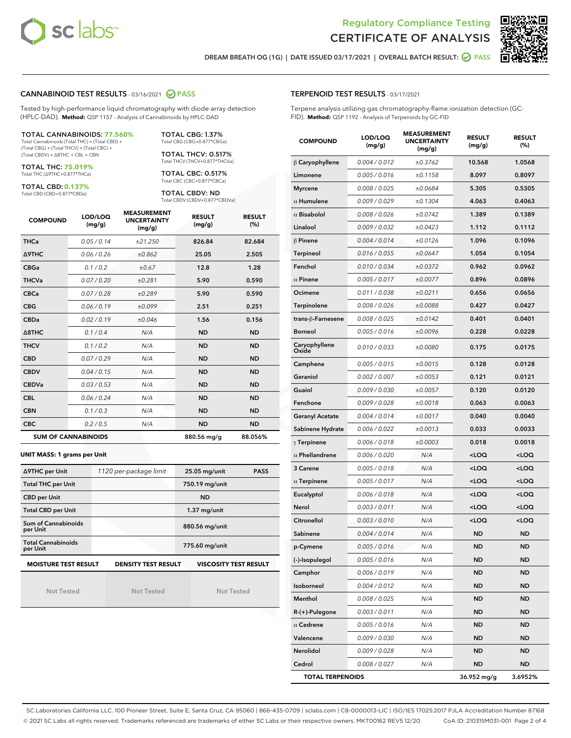# Regulatory Compliance Testing
# CERTIFICATE OF ANALYSIS

DREAM BREATH OG (1G) | DATE ISSUED 03/17/2021 | OVERALL BATCH RESULT: PASS

## CANNABINOID TEST RESULTS - 03/16/2021 PASS

Tested by high-performance liquid chromatography with diode-array detection (HPLC-DAD). **Method:** QSP 1157 - Analysis of Cannabinoids by HPLC-DAD

**TOTAL CANNABINOIDS: 77.560%**
Total Cannabinoids (Total THC) + (Total CBD) + (Total CBG) + (Total THCV) + (Total CBC) + (Total CBDV) + Δ8THC + CBL + CBN

**TOTAL THC: 75.019%**
Total THC (Δ9THC+0.877*THCa)

**TOTAL CBD: 0.137%**
Total CBD (CBD+0.877*CBDa)

**TOTAL CBG: 1.37%**
Total CBG (CBG+0.877*CBGa)

**TOTAL THCV: 0.517%**
Total THCV (THCV+0.877*THCVa)

**TOTAL CBC: 0.517%**
Total CBC (CBC+0.877*CBCa)

**TOTAL CBDV: ND**
Total CBDV (CBDV+0.877*CBDVa)

| COMPOUND | LOD/LOQ (mg/g) | MEASUREMENT UNCERTAINTY (mg/g) | RESULT (mg/g) | RESULT (%) |
|---|---|---|---|---|
| THCa | 0.05 / 0.14 | ±21.250 | 826.84 | 82.684 |
| Δ9THC | 0.06 / 0.26 | ±0.862 | 25.05 | 2.505 |
| CBGa | 0.1 / 0.2 | ±0.67 | 12.8 | 1.28 |
| THCVa | 0.07 / 0.20 | ±0.281 | 5.90 | 0.590 |
| CBCa | 0.07 / 0.28 | ±0.289 | 5.90 | 0.590 |
| CBG | 0.06 / 0.19 | ±0.099 | 2.51 | 0.251 |
| CBDa | 0.02 / 0.19 | ±0.046 | 1.56 | 0.156 |
| Δ8THC | 0.1 / 0.4 | N/A | ND | ND |
| THCV | 0.1 / 0.2 | N/A | ND | ND |
| CBD | 0.07 / 0.29 | N/A | ND | ND |
| CBDV | 0.04 / 0.15 | N/A | ND | ND |
| CBDVa | 0.03 / 0.53 | N/A | ND | ND |
| CBL | 0.06 / 0.24 | N/A | ND | ND |
| CBN | 0.1 / 0.3 | N/A | ND | ND |
| CBC | 0.2 / 0.5 | N/A | ND | ND |
| **SUM OF CANNABINOIDS** | | | **880.56 mg/g** | **88.056%** |

**UNIT MASS: 1 grams per Unit**

| Δ9THC per Unit | 1120 per-package limit | 25.05 mg/unit | PASS |
|---|---|---|---|
| Total THC per Unit | | 750.19 mg/unit | |
| CBD per Unit | | ND | |
| Total CBD per Unit | | 1.37 mg/unit | |
| Sum of Cannabinoids per Unit | | 880.56 mg/unit | |
| Total Cannabinoids per Unit | | 775.60 mg/unit | |

| MOISTURE TEST RESULT | DENSITY TEST RESULT | VISCOSITY TEST RESULT |
|---|---|---|
| Not Tested | Not Tested | Not Tested |

## TERPENOID TEST RESULTS - 03/17/2021

Terpene analysis utilizing gas chromatography-flame ionization detection (GC-FID). **Method:** QSP 1192 - Analysis of Terpenoids by GC-FID

| COMPOUND | LOD/LOQ (mg/g) | MEASUREMENT UNCERTAINTY (mg/g) | RESULT (mg/g) | RESULT (%) |
|---|---|---|---|---|
| β Caryophyllene | 0.004 / 0.012 | ±0.3762 | 10.568 | 1.0568 |
| Limonene | 0.005 / 0.016 | ±0.1158 | 8.097 | 0.8097 |
| Myrcene | 0.008 / 0.025 | ±0.0684 | 5.305 | 0.5305 |
| α Humulene | 0.009 / 0.029 | ±0.1304 | 4.063 | 0.4063 |
| α Bisabolol | 0.008 / 0.026 | ±0.0742 | 1.389 | 0.1389 |
| Linalool | 0.009 / 0.032 | ±0.0423 | 1.112 | 0.1112 |
| β Pinene | 0.004 / 0.014 | ±0.0126 | 1.096 | 0.1096 |
| Terpineol | 0.016 / 0.055 | ±0.0647 | 1.054 | 0.1054 |
| Fenchol | 0.010 / 0.034 | ±0.0372 | 0.962 | 0.0962 |
| α Pinene | 0.005 / 0.017 | ±0.0077 | 0.896 | 0.0896 |
| Ocimene | 0.011 / 0.038 | ±0.0211 | 0.656 | 0.0656 |
| Terpinolene | 0.008 / 0.026 | ±0.0088 | 0.427 | 0.0427 |
| trans-β-Farnesene | 0.008 / 0.025 | ±0.0142 | 0.401 | 0.0401 |
| Borneol | 0.005 / 0.016 | ±0.0096 | 0.228 | 0.0228 |
| Caryophyllene Oxide | 0.010 / 0.033 | ±0.0080 | 0.175 | 0.0175 |
| Camphene | 0.005 / 0.015 | ±0.0015 | 0.128 | 0.0128 |
| Geraniol | 0.002 / 0.007 | ±0.0053 | 0.121 | 0.0121 |
| Guaiol | 0.009 / 0.030 | ±0.0057 | 0.120 | 0.0120 |
| Fenchone | 0.009 / 0.028 | ±0.0018 | 0.063 | 0.0063 |
| Geranyl Acetate | 0.004 / 0.014 | ±0.0017 | 0.040 | 0.0040 |
| Sabinene Hydrate | 0.006 / 0.022 | ±0.0013 | 0.033 | 0.0033 |
| γ Terpinene | 0.006 / 0.018 | ±0.0003 | 0.018 | 0.0018 |
| α Phellandrene | 0.006 / 0.020 | N/A | <LOQ | <LOQ |
| 3 Carene | 0.005 / 0.018 | N/A | <LOQ | <LOQ |
| α Terpinene | 0.005 / 0.017 | N/A | <LOQ | <LOQ |
| Eucalyptol | 0.006 / 0.018 | N/A | <LOQ | <LOQ |
| Nerol | 0.003 / 0.011 | N/A | <LOQ | <LOQ |
| Citronellol | 0.003 / 0.010 | N/A | <LOQ | <LOQ |
| Sabinene | 0.004 / 0.014 | N/A | ND | ND |
| p-Cymene | 0.005 / 0.016 | N/A | ND | ND |
| (-)-Isopulegol | 0.005 / 0.016 | N/A | ND | ND |
| Camphor | 0.006 / 0.019 | N/A | ND | ND |
| Isoborneol | 0.004 / 0.012 | N/A | ND | ND |
| Menthol | 0.008 / 0.025 | N/A | ND | ND |
| R-(+)-Pulegone | 0.003 / 0.011 | N/A | ND | ND |
| α Cedrene | 0.005 / 0.016 | N/A | ND | ND |
| Valencene | 0.009 / 0.030 | N/A | ND | ND |
| Nerolidol | 0.009 / 0.028 | N/A | ND | ND |
| Cedrol | 0.008 / 0.027 | N/A | ND | ND |
| **TOTAL TERPENOIDS** | | | **36.952 mg/g** | **3.6952%** |

SC Laboratories California LLC. 100 Pioneer Street, Suite E, Santa Cruz, CA 95060 | 866-435-0709 | sclabs.com | C8-0000013-LIC | ISO/IES 17025:2017 PJLA Accreditation Number 87168
© 2021 SC Labs all rights reserved. Trademarks referenced are trademarks of either SC Labs or their respective owners. MKT00162 REV5 12/20 CoA ID: 210315M031-001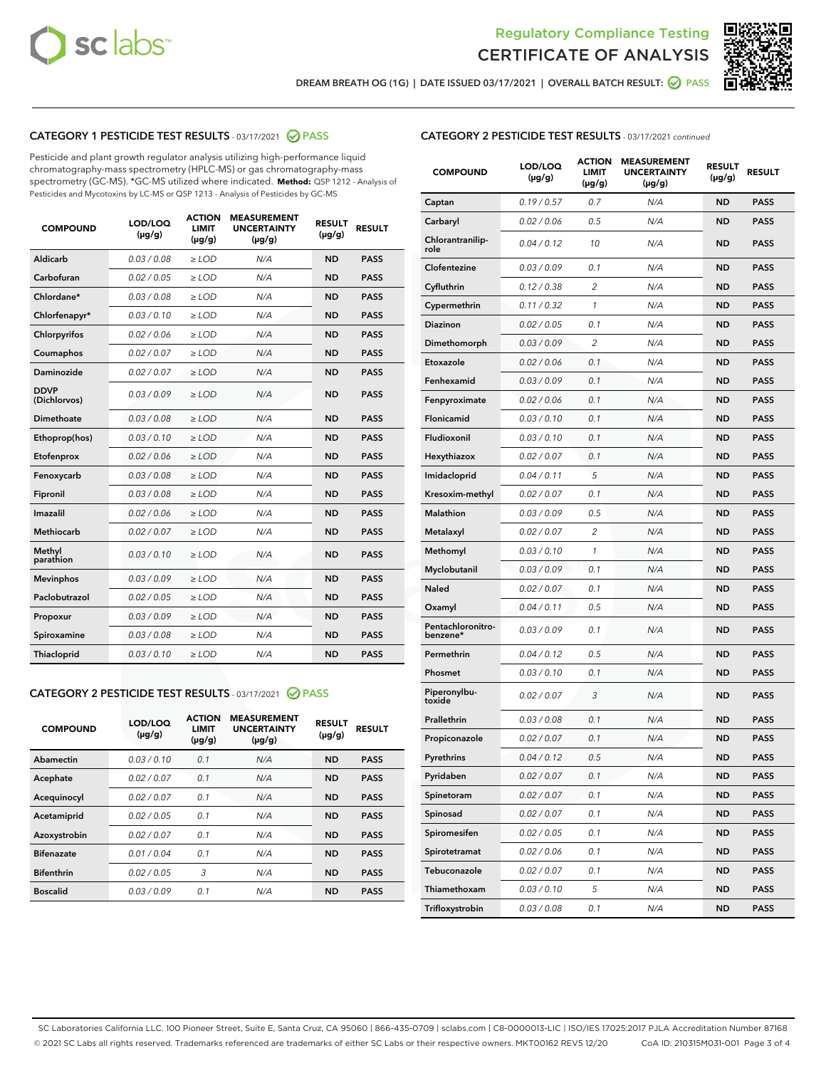Regulatory Compliance Testing

# CERTIFICATE OF ANALYSIS

DREAM BREATH OG (1G) | DATE ISSUED 03/17/2021 | OVERALL BATCH RESULT: PASS

## CATEGORY 1 PESTICIDE TEST RESULTS - 03/17/2021 PASS

Pesticide and plant growth regulator analysis utilizing high-performance liquid chromatography-mass spectrometry (HPLC-MS) or gas chromatography-mass spectrometry (GC-MS). *GC-MS utilized where indicated. **Method:** QSP 1212 - Analysis of Pesticides and Mycotoxins by LC-MS or QSP 1213 - Analysis of Pesticides by GC-MS

| COMPOUND | LOD/LOQ (µg/g) | ACTION LIMIT (µg/g) | MEASUREMENT UNCERTAINTY (µg/g) | RESULT (µg/g) | RESULT |
|---|---|---|---|---|---|
| Aldicarb | 0.03 / 0.08 | ≥ LOD | N/A | ND | PASS |
| Carbofuran | 0.02 / 0.05 | ≥ LOD | N/A | ND | PASS |
| Chlordane* | 0.03 / 0.08 | ≥ LOD | N/A | ND | PASS |
| Chlorfenapyr* | 0.03 / 0.10 | ≥ LOD | N/A | ND | PASS |
| Chlorpyrifos | 0.02 / 0.06 | ≥ LOD | N/A | ND | PASS |
| Coumaphos | 0.02 / 0.07 | ≥ LOD | N/A | ND | PASS |
| Daminozide | 0.02 / 0.07 | ≥ LOD | N/A | ND | PASS |
| DDVP (Dichlorvos) | 0.03 / 0.09 | ≥ LOD | N/A | ND | PASS |
| Dimethoate | 0.03 / 0.08 | ≥ LOD | N/A | ND | PASS |
| Ethoprop(hos) | 0.03 / 0.10 | ≥ LOD | N/A | ND | PASS |
| Etofenprox | 0.02 / 0.06 | ≥ LOD | N/A | ND | PASS |
| Fenoxycarb | 0.03 / 0.08 | ≥ LOD | N/A | ND | PASS |
| Fipronil | 0.03 / 0.08 | ≥ LOD | N/A | ND | PASS |
| Imazalil | 0.02 / 0.06 | ≥ LOD | N/A | ND | PASS |
| Methiocarb | 0.02 / 0.07 | ≥ LOD | N/A | ND | PASS |
| Methyl parathion | 0.03 / 0.10 | ≥ LOD | N/A | ND | PASS |
| Mevinphos | 0.03 / 0.09 | ≥ LOD | N/A | ND | PASS |
| Paclobutrazol | 0.02 / 0.05 | ≥ LOD | N/A | ND | PASS |
| Propoxur | 0.03 / 0.09 | ≥ LOD | N/A | ND | PASS |
| Spiroxamine | 0.03 / 0.08 | ≥ LOD | N/A | ND | PASS |
| Thiacloprid | 0.03 / 0.10 | ≥ LOD | N/A | ND | PASS |

## CATEGORY 2 PESTICIDE TEST RESULTS - 03/17/2021 PASS

| COMPOUND | LOD/LOQ (µg/g) | ACTION LIMIT (µg/g) | MEASUREMENT UNCERTAINTY (µg/g) | RESULT (µg/g) | RESULT |
|---|---|---|---|---|---|
| Abamectin | 0.03 / 0.10 | 0.1 | N/A | ND | PASS |
| Acephate | 0.02 / 0.07 | 0.1 | N/A | ND | PASS |
| Acequinocyl | 0.02 / 0.07 | 0.1 | N/A | ND | PASS |
| Acetamiprid | 0.02 / 0.05 | 0.1 | N/A | ND | PASS |
| Azoxystrobin | 0.02 / 0.07 | 0.1 | N/A | ND | PASS |
| Bifenazate | 0.01 / 0.04 | 0.1 | N/A | ND | PASS |
| Bifenthrin | 0.02 / 0.05 | 3 | N/A | ND | PASS |
| Boscalid | 0.03 / 0.09 | 0.1 | N/A | ND | PASS |
| Captan | 0.19 / 0.57 | 0.7 | N/A | ND | PASS |
| Carbaryl | 0.02 / 0.06 | 0.5 | N/A | ND | PASS |
| Chlorantraniliprole | 0.04 / 0.12 | 10 | N/A | ND | PASS |
| Clofentezine | 0.03 / 0.09 | 0.1 | N/A | ND | PASS |
| Cyfluthrin | 0.12 / 0.38 | 2 | N/A | ND | PASS |
| Cypermethrin | 0.11 / 0.32 | 1 | N/A | ND | PASS |
| Diazinon | 0.02 / 0.05 | 0.1 | N/A | ND | PASS |
| Dimethomorph | 0.03 / 0.09 | 2 | N/A | ND | PASS |
| Etoxazole | 0.02 / 0.06 | 0.1 | N/A | ND | PASS |
| Fenhexamid | 0.03 / 0.09 | 0.1 | N/A | ND | PASS |
| Fenpyroximate | 0.02 / 0.06 | 0.1 | N/A | ND | PASS |
| Flonicamid | 0.03 / 0.10 | 0.1 | N/A | ND | PASS |
| Fludioxonil | 0.03 / 0.10 | 0.1 | N/A | ND | PASS |
| Hexythiazox | 0.02 / 0.07 | 0.1 | N/A | ND | PASS |
| Imidacloprid | 0.04 / 0.11 | 5 | N/A | ND | PASS |
| Kresoxim-methyl | 0.02 / 0.07 | 0.1 | N/A | ND | PASS |
| Malathion | 0.03 / 0.09 | 0.5 | N/A | ND | PASS |
| Metalaxyl | 0.02 / 0.07 | 2 | N/A | ND | PASS |
| Methomyl | 0.03 / 0.10 | 1 | N/A | ND | PASS |
| Myclobutanil | 0.03 / 0.09 | 0.1 | N/A | ND | PASS |
| Naled | 0.02 / 0.07 | 0.1 | N/A | ND | PASS |
| Oxamyl | 0.04 / 0.11 | 0.5 | N/A | ND | PASS |
| Pentachloronitrobenzene* | 0.03 / 0.09 | 0.1 | N/A | ND | PASS |
| Permethrin | 0.04 / 0.12 | 0.5 | N/A | ND | PASS |
| Phosmet | 0.03 / 0.10 | 0.1 | N/A | ND | PASS |
| Piperonylbutoxide | 0.02 / 0.07 | 3 | N/A | ND | PASS |
| Prallethrin | 0.03 / 0.08 | 0.1 | N/A | ND | PASS |
| Propiconazole | 0.02 / 0.07 | 0.1 | N/A | ND | PASS |
| Pyrethrins | 0.04 / 0.12 | 0.5 | N/A | ND | PASS |
| Pyridaben | 0.02 / 0.07 | 0.1 | N/A | ND | PASS |
| Spinetoram | 0.02 / 0.07 | 0.1 | N/A | ND | PASS |
| Spinosad | 0.02 / 0.07 | 0.1 | N/A | ND | PASS |
| Spiromesifen | 0.02 / 0.05 | 0.1 | N/A | ND | PASS |
| Spirotetramat | 0.02 / 0.06 | 0.1 | N/A | ND | PASS |
| Tebuconazole | 0.02 / 0.07 | 0.1 | N/A | ND | PASS |
| Thiamethoxam | 0.03 / 0.10 | 5 | N/A | ND | PASS |
| Trifloxystrobin | 0.03 / 0.08 | 0.1 | N/A | ND | PASS |

SC Laboratories California LLC. 100 Pioneer Street, Suite E, Santa Cruz, CA 95060 | 866-435-0709 | sclabs.com | C8-0000013-LIC | ISO/IES 17025:2017 PJLA Accreditation Number 87168
© 2021 SC Labs all rights reserved. Trademarks referenced are trademarks of either SC Labs or their respective owners. MKT00162 REV5 12/20 CoA ID: 210315M031-001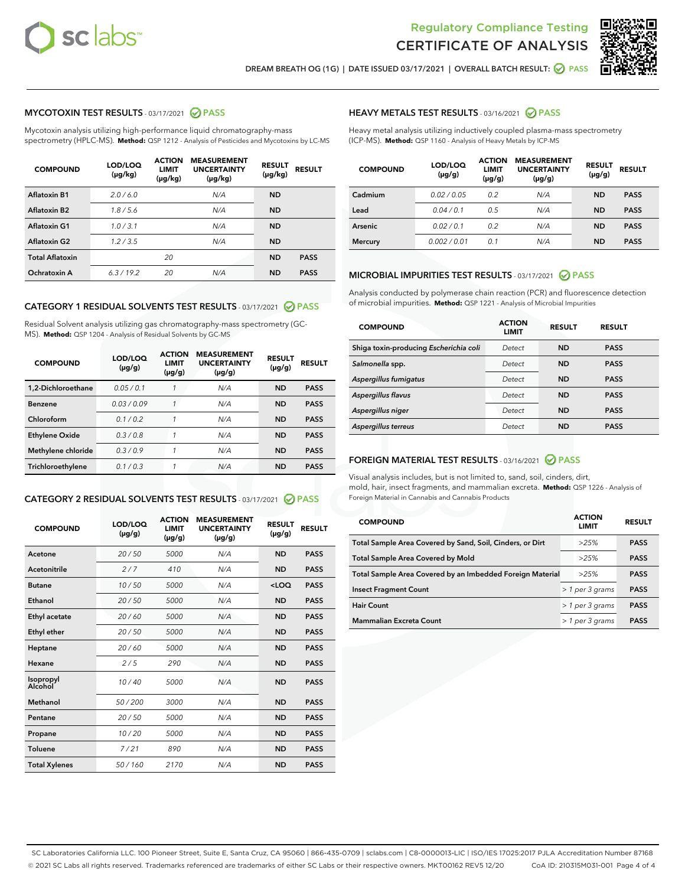Regulatory Compliance Testing
CERTIFICATE OF ANALYSIS

DREAM BREATH OG (1G) | DATE ISSUED 03/17/2021 | OVERALL BATCH RESULT: PASS

## MYCOTOXIN TEST RESULTS - 03/17/2021 PASS

Mycotoxin analysis utilizing high-performance liquid chromatography-mass spectrometry (HPLC-MS). **Method:** QSP 1212 - Analysis of Pesticides and Mycotoxins by LC-MS

| COMPOUND | LOD/LOQ (µg/kg) | ACTION LIMIT (µg/kg) | MEASUREMENT UNCERTAINTY (µg/kg) | RESULT (µg/kg) | RESULT |
|---|---|---|---|---|---|
| Aflatoxin B1 | 2.0 / 6.0 | | N/A | ND | |
| Aflatoxin B2 | 1.8 / 5.6 | | N/A | ND | |
| Aflatoxin G1 | 1.0 / 3.1 | | N/A | ND | |
| Aflatoxin G2 | 1.2 / 3.5 | | N/A | ND | |
| Total Aflatoxin | | 20 | | ND | PASS |
| Ochratoxin A | 6.3 / 19.2 | 20 | N/A | ND | PASS |

## CATEGORY 1 RESIDUAL SOLVENTS TEST RESULTS - 03/17/2021 PASS

Residual Solvent analysis utilizing gas chromatography-mass spectrometry (GC-MS). **Method:** QSP 1204 - Analysis of Residual Solvents by GC-MS

| COMPOUND | LOD/LOQ (µg/g) | ACTION LIMIT (µg/g) | MEASUREMENT UNCERTAINTY (µg/g) | RESULT (µg/g) | RESULT |
|---|---|---|---|---|---|
| 1,2-Dichloroethane | 0.05 / 0.1 | 1 | N/A | ND | PASS |
| Benzene | 0.03 / 0.09 | 1 | N/A | ND | PASS |
| Chloroform | 0.1 / 0.2 | 1 | N/A | ND | PASS |
| Ethylene Oxide | 0.3 / 0.8 | 1 | N/A | ND | PASS |
| Methylene chloride | 0.3 / 0.9 | 1 | N/A | ND | PASS |
| Trichloroethylene | 0.1 / 0.3 | 1 | N/A | ND | PASS |

## CATEGORY 2 RESIDUAL SOLVENTS TEST RESULTS - 03/17/2021 PASS

| COMPOUND | LOD/LOQ (µg/g) | ACTION LIMIT (µg/g) | MEASUREMENT UNCERTAINTY (µg/g) | RESULT (µg/g) | RESULT |
|---|---|---|---|---|---|
| Acetone | 20 / 50 | 5000 | N/A | ND | PASS |
| Acetonitrile | 2 / 7 | 410 | N/A | ND | PASS |
| Butane | 10 / 50 | 5000 | N/A | <LOQ | PASS |
| Ethanol | 20 / 50 | 5000 | N/A | ND | PASS |
| Ethyl acetate | 20 / 60 | 5000 | N/A | ND | PASS |
| Ethyl ether | 20 / 50 | 5000 | N/A | ND | PASS |
| Heptane | 20 / 60 | 5000 | N/A | ND | PASS |
| Hexane | 2 / 5 | 290 | N/A | ND | PASS |
| Isopropyl Alcohol | 10 / 40 | 5000 | N/A | ND | PASS |
| Methanol | 50 / 200 | 3000 | N/A | ND | PASS |
| Pentane | 20 / 50 | 5000 | N/A | ND | PASS |
| Propane | 10 / 20 | 5000 | N/A | ND | PASS |
| Toluene | 7 / 21 | 890 | N/A | ND | PASS |
| Total Xylenes | 50 / 160 | 2170 | N/A | ND | PASS |

## HEAVY METALS TEST RESULTS - 03/16/2021 PASS

Heavy metal analysis utilizing inductively coupled plasma-mass spectrometry (ICP-MS). **Method:** QSP 1160 - Analysis of Heavy Metals by ICP-MS

| COMPOUND | LOD/LOQ (µg/g) | ACTION LIMIT (µg/g) | MEASUREMENT UNCERTAINTY (µg/g) | RESULT (µg/g) | RESULT |
|---|---|---|---|---|---|
| Cadmium | 0.02 / 0.05 | 0.2 | N/A | ND | PASS |
| Lead | 0.04 / 0.1 | 0.5 | N/A | ND | PASS |
| Arsenic | 0.02 / 0.1 | 0.2 | N/A | ND | PASS |
| Mercury | 0.002 / 0.01 | 0.1 | N/A | ND | PASS |

## MICROBIAL IMPURITIES TEST RESULTS - 03/17/2021 PASS

Analysis conducted by polymerase chain reaction (PCR) and fluorescence detection of microbial impurities. **Method:** QSP 1221 - Analysis of Microbial Impurities

| COMPOUND | ACTION LIMIT | RESULT | RESULT |
|---|---|---|---|
| Shiga toxin-producing *Escherichia coli* | Detect | ND | PASS |
| *Salmonella* spp. | Detect | ND | PASS |
| *Aspergillus fumigatus* | Detect | ND | PASS |
| *Aspergillus flavus* | Detect | ND | PASS |
| *Aspergillus niger* | Detect | ND | PASS |
| *Aspergillus terreus* | Detect | ND | PASS |

## FOREIGN MATERIAL TEST RESULTS - 03/16/2021 PASS

Visual analysis includes, but is not limited to, sand, soil, cinders, dirt, mold, hair, insect fragments, and mammalian excreta. **Method:** QSP 1226 - Analysis of Foreign Material in Cannabis and Cannabis Products

| COMPOUND | ACTION LIMIT | RESULT |
|---|---|---|
| Total Sample Area Covered by Sand, Soil, Cinders, or Dirt | >25% | PASS |
| Total Sample Area Covered by Mold | >25% | PASS |
| Total Sample Area Covered by an Imbedded Foreign Material | >25% | PASS |
| Insect Fragment Count | > 1 per 3 grams | PASS |
| Hair Count | > 1 per 3 grams | PASS |
| Mammalian Excreta Count | > 1 per 3 grams | PASS |

SC Laboratories California LLC. 100 Pioneer Street, Suite E, Santa Cruz, CA 95060 | 866-435-0709 | sclabs.com | C8-0000013-LIC | ISO/IES 17025:2017 PJLA Accreditation Number 87168
© 2021 SC Labs all rights reserved. Trademarks referenced are trademarks of either SC Labs or their respective owners. MKT00162 REV5 12/20 CoA ID: 210315M031-001